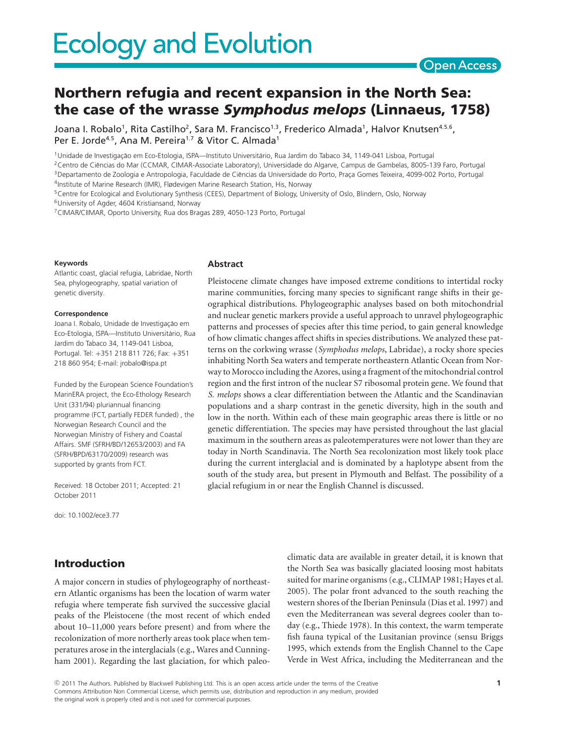# Northern refugia and recent expansion in the North Sea: the case of the wrasse *Symphodus melops* (Linnaeus, 1758)

Joana I. Robalo[1], Rita Castilho[2], Sara M. Francisco[1,3], Frederico Almada[1], Halvor Knutsen[4,5,6], Per E. Jorde[4,5], Ana M. Pereira[1,7] & Vitor C. Almada[1]

[1]Unidade de Investigação em Eco-Etologia, ISPA—Instituto Universitário, Rua Jardim do Tabaco 34, 1149-041 Lisboa, Portugal
[2]Centro de Ciências do Mar (CCMAR, CIMAR-Associate Laboratory), Universidade do Algarve, Campus de Gambelas, 8005-139 Faro, Portugal
[3]Departamento de Zoologia e Antropologia, Faculdade de Ciências da Universidade do Porto, Praça Gomes Teixeira, 4099-002 Porto, Portugal
[4]Institute of Marine Research (IMR), Flødevigen Marine Research Station, His, Norway
[5]Centre for Ecological and Evolutionary Synthesis (CEES), Department of Biology, University of Oslo, Blindern, Oslo, Norway
[6]University of Agder, 4604 Kristiansand, Norway
[7]CIMAR/CIIMAR, Oporto University, Rua dos Bragas 289, 4050-123 Porto, Portugal

**Keywords**

Atlantic coast, glacial refugia, Labridae, North Sea, phylogeography, spatial variation of genetic diversity.

**Correspondence**

Joana I. Robalo, Unidade de Investigação em Eco-Etologia, ISPA—Instituto Universitário, Rua Jardim do Tabaco 34, 1149-041 Lisboa, Portugal. Tel: +351 218 811 726; Fax: +351 218 860 954; E-mail: jrobalo@ispa.pt

Funded by the European Science Foundation's MarinERA project, the Eco-Ethology Research Unit (331/94) pluriannual financing programme (FCT, partially FEDER funded) , the Norwegian Research Council and the Norwegian Ministry of Fishery and Coastal Affairs. SMF (SFRH/BD/12653/2003) and FA (SFRH/BPD/63170/2009) research was supported by grants from FCT.

Received: 18 October 2011; Accepted: 21 October 2011

doi: 10.1002/ece3.77

## Abstract

Pleistocene climate changes have imposed extreme conditions to intertidal rocky marine communities, forcing many species to significant range shifts in their geographical distributions. Phylogeographic analyses based on both mitochondrial and nuclear genetic markers provide a useful approach to unravel phylogeographic patterns and processes of species after this time period, to gain general knowledge of how climatic changes affect shifts in species distributions. We analyzed these patterns on the corkwing wrasse (*Symphodus melops*, Labridae), a rocky shore species inhabiting North Sea waters and temperate northeastern Atlantic Ocean from Norway to Morocco including the Azores, using a fragment of the mitochondrial control region and the first intron of the nuclear S7 ribosomal protein gene. We found that *S. melops* shows a clear differentiation between the Atlantic and the Scandinavian populations and a sharp contrast in the genetic diversity, high in the south and low in the north. Within each of these main geographic areas there is little or no genetic differentiation. The species may have persisted throughout the last glacial maximum in the southern areas as paleotemperatures were not lower than they are today in North Scandinavia. The North Sea recolonization most likely took place during the current interglacial and is dominated by a haplotype absent from the south of the study area, but present in Plymouth and Belfast. The possibility of a glacial refugium in or near the English Channel is discussed.

## Introduction

A major concern in studies of phylogeography of northeastern Atlantic organisms has been the location of warm water refugia where temperate fish survived the successive glacial peaks of the Pleistocene (the most recent of which ended about 10–11,000 years before present) and from where the recolonization of more northerly areas took place when temperatures arose in the interglacials (e.g., Wares and Cunningham 2001). Regarding the last glaciation, for which paleoclimatic data are available in greater detail, it is known that the North Sea was basically glaciated loosing most habitats suited for marine organisms (e.g., CLIMAP 1981; Hayes et al. 2005). The polar front advanced to the south reaching the western shores of the Iberian Peninsula (Dias et al. 1997) and even the Mediterranean was several degrees cooler than today (e.g., Thiede 1978). In this context, the warm temperate fish fauna typical of the Lusitanian province (sensu Briggs 1995, which extends from the English Channel to the Cape Verde in West Africa, including the Mediterranean and the

© 2011 The Authors. Published by Blackwell Publishing Ltd. This is an open access article under the terms of the Creative Commons Attribution Non Commercial License, which permits use, distribution and reproduction in any medium, provided the original work is properly cited and is not used for commercial purposes.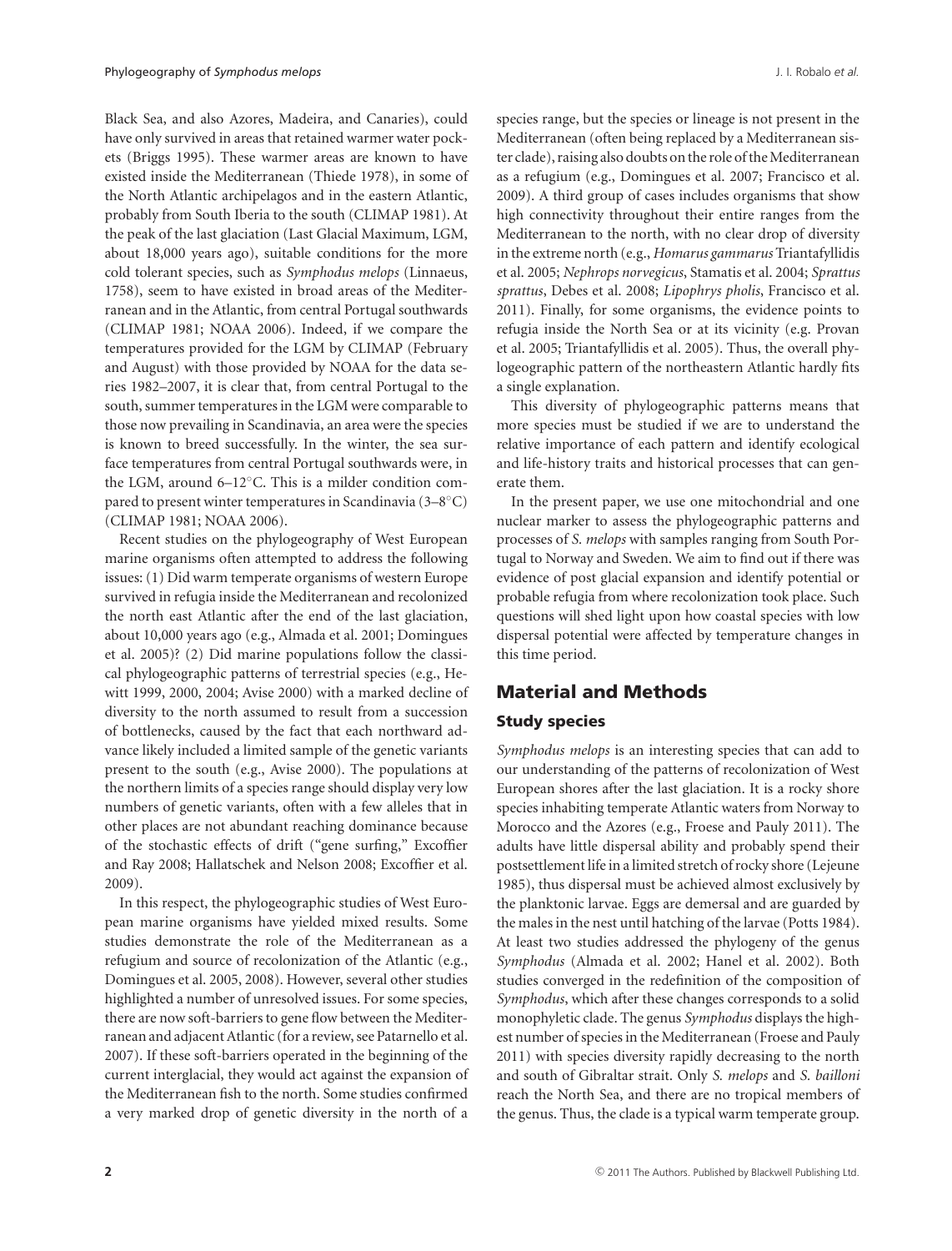Black Sea, and also Azores, Madeira, and Canaries), could have only survived in areas that retained warmer water pockets (Briggs 1995). These warmer areas are known to have existed inside the Mediterranean (Thiede 1978), in some of the North Atlantic archipelagos and in the eastern Atlantic, probably from South Iberia to the south (CLIMAP 1981). At the peak of the last glaciation (Last Glacial Maximum, LGM, about 18,000 years ago), suitable conditions for the more cold tolerant species, such as *Symphodus melops* (Linnaeus, 1758), seem to have existed in broad areas of the Mediterranean and in the Atlantic, from central Portugal southwards (CLIMAP 1981; NOAA 2006). Indeed, if we compare the temperatures provided for the LGM by CLIMAP (February and August) with those provided by NOAA for the data series 1982–2007, it is clear that, from central Portugal to the south, summer temperatures in the LGM were comparable to those now prevailing in Scandinavia, an area were the species is known to breed successfully. In the winter, the sea surface temperatures from central Portugal southwards were, in the LGM, around 6–12°C. This is a milder condition compared to present winter temperatures in Scandinavia (3–8°C) (CLIMAP 1981; NOAA 2006).

Recent studies on the phylogeography of West European marine organisms often attempted to address the following issues: (1) Did warm temperate organisms of western Europe survived in refugia inside the Mediterranean and recolonized the north east Atlantic after the end of the last glaciation, about 10,000 years ago (e.g., Almada et al. 2001; Domingues et al. 2005)? (2) Did marine populations follow the classical phylogeographic patterns of terrestrial species (e.g., Hewitt 1999, 2000, 2004; Avise 2000) with a marked decline of diversity to the north assumed to result from a succession of bottlenecks, caused by the fact that each northward advance likely included a limited sample of the genetic variants present to the south (e.g., Avise 2000). The populations at the northern limits of a species range should display very low numbers of genetic variants, often with a few alleles that in other places are not abundant reaching dominance because of the stochastic effects of drift ("gene surfing," Excoffier and Ray 2008; Hallatschek and Nelson 2008; Excoffier et al. 2009).

In this respect, the phylogeographic studies of West European marine organisms have yielded mixed results. Some studies demonstrate the role of the Mediterranean as a refugium and source of recolonization of the Atlantic (e.g., Domingues et al. 2005, 2008). However, several other studies highlighted a number of unresolved issues. For some species, there are now soft-barriers to gene flow between the Mediterranean and adjacent Atlantic (for a review, see Patarnello et al. 2007). If these soft-barriers operated in the beginning of the current interglacial, they would act against the expansion of the Mediterranean fish to the north. Some studies confirmed a very marked drop of genetic diversity in the north of a species range, but the species or lineage is not present in the Mediterranean (often being replaced by a Mediterranean sister clade), raising also doubts on the role of the Mediterranean as a refugium (e.g., Domingues et al. 2007; Francisco et al. 2009). A third group of cases includes organisms that show high connectivity throughout their entire ranges from the Mediterranean to the north, with no clear drop of diversity in the extreme north (e.g., *Homarus gammarus* Triantafyllidis et al. 2005; *Nephrops norvegicus*, Stamatis et al. 2004; *Sprattus sprattus*, Debes et al. 2008; *Lipophrys pholis*, Francisco et al. 2011). Finally, for some organisms, the evidence points to refugia inside the North Sea or at its vicinity (e.g. Provan et al. 2005; Triantafyllidis et al. 2005). Thus, the overall phylogeographic pattern of the northeastern Atlantic hardly fits a single explanation.

This diversity of phylogeographic patterns means that more species must be studied if we are to understand the relative importance of each pattern and identify ecological and life-history traits and historical processes that can generate them.

In the present paper, we use one mitochondrial and one nuclear marker to assess the phylogeographic patterns and processes of *S. melops* with samples ranging from South Portugal to Norway and Sweden. We aim to find out if there was evidence of post glacial expansion and identify potential or probable refugia from where recolonization took place. Such questions will shed light upon how coastal species with low dispersal potential were affected by temperature changes in this time period.

## Material and Methods

### Study species

*Symphodus melops* is an interesting species that can add to our understanding of the patterns of recolonization of West European shores after the last glaciation. It is a rocky shore species inhabiting temperate Atlantic waters from Norway to Morocco and the Azores (e.g., Froese and Pauly 2011). The adults have little dispersal ability and probably spend their postsettlement life in a limited stretch of rocky shore (Lejeune 1985), thus dispersal must be achieved almost exclusively by the planktonic larvae. Eggs are demersal and are guarded by the males in the nest until hatching of the larvae (Potts 1984). At least two studies addressed the phylogeny of the genus *Symphodus* (Almada et al. 2002; Hanel et al. 2002). Both studies converged in the redefinition of the composition of *Symphodus*, which after these changes corresponds to a solid monophyletic clade. The genus *Symphodus* displays the highest number of species in the Mediterranean (Froese and Pauly 2011) with species diversity rapidly decreasing to the north and south of Gibraltar strait. Only *S. melops* and *S. bailloni* reach the North Sea, and there are no tropical members of the genus. Thus, the clade is a typical warm temperate group.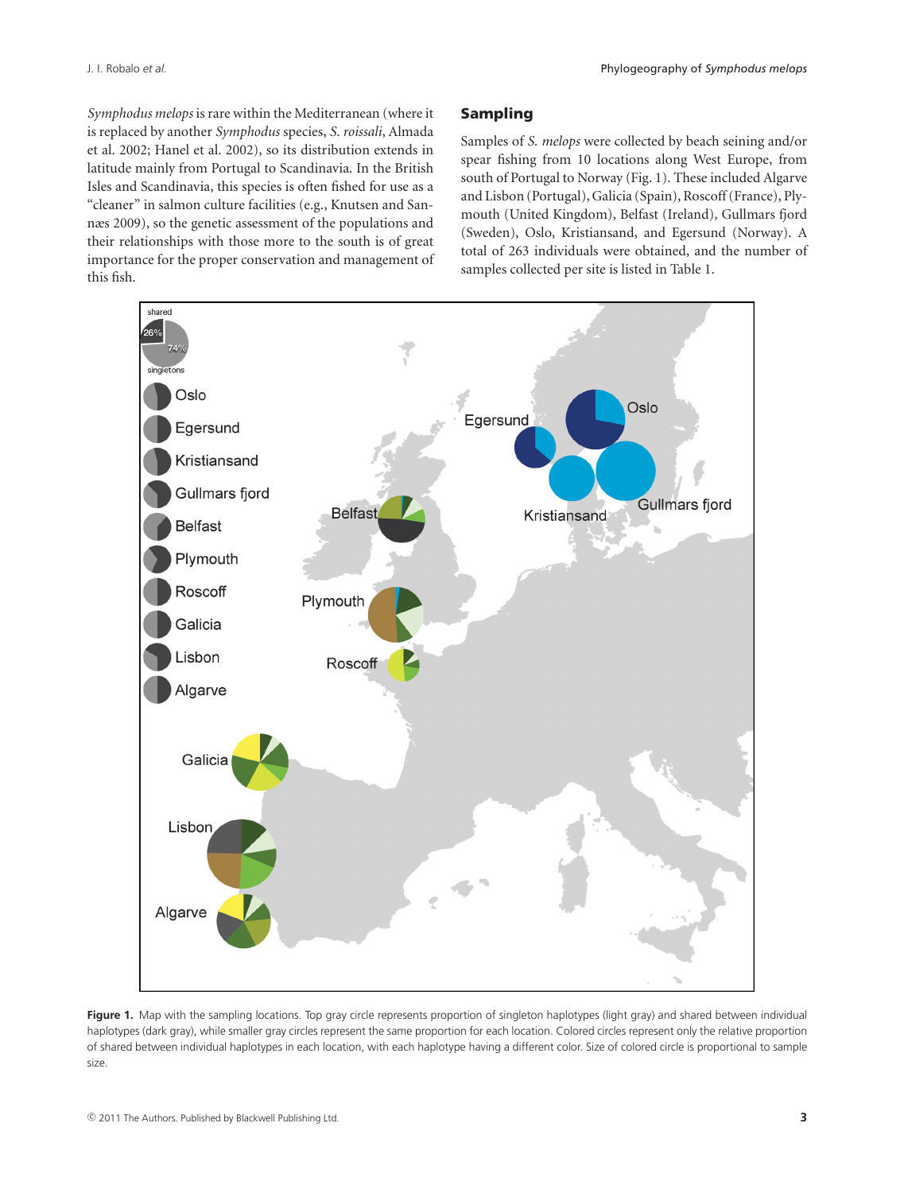*Symphodus melops* is rare within the Mediterranean (where it is replaced by another *Symphodus* species, *S. roissali*, Almada et al. 2002; Hanel et al. 2002), so its distribution extends in latitude mainly from Portugal to Scandinavia. In the British Isles and Scandinavia, this species is often fished for use as a "cleaner" in salmon culture facilities (e.g., Knutsen and Sannæs 2009), so the genetic assessment of the populations and their relationships with those more to the south is of great importance for the proper conservation and management of this fish.

## Sampling

Samples of *S. melops* were collected by beach seining and/or spear fishing from 10 locations along West Europe, from south of Portugal to Norway (Fig. 1). These included Algarve and Lisbon (Portugal), Galicia (Spain), Roscoff (France), Plymouth (United Kingdom), Belfast (Ireland), Gullmars fjord (Sweden), Oslo, Kristiansand, and Egersund (Norway). A total of 263 individuals were obtained, and the number of samples collected per site is listed in Table 1.

**Figure 1.** Map with the sampling locations. Top gray circle represents proportion of singleton haplotypes (light gray) and shared between individual haplotypes (dark gray), while smaller gray circles represent the same proportion for each location. Colored circles represent only the relative proportion of shared between individual haplotypes in each location, with each haplotype having a different color. Size of colored circle is proportional to sample size.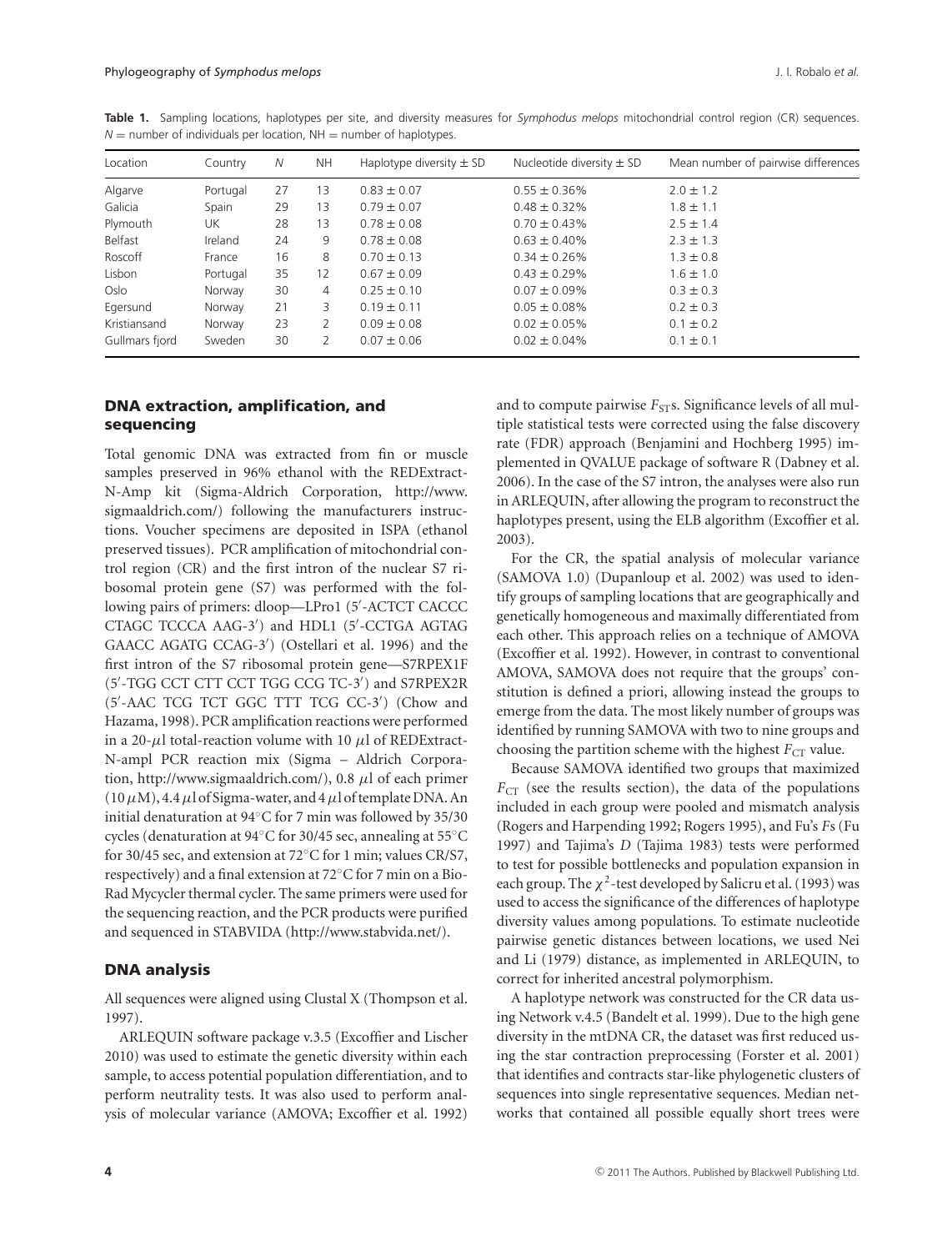**Table 1.** Sampling locations, haplotypes per site, and diversity measures for *Symphodus melops* mitochondrial control region (CR) sequences. $N$ = number of individuals per location, NH = number of haplotypes.

| Location | Country | $N$ | NH | Haplotype diversity ± SD | Nucleotide diversity ± SD | Mean number of pairwise differences |
|---|---|---|---|---|---|---|
| Algarve | Portugal | 27 | 13 | 0.83 ± 0.07 | 0.55 ± 0.36% | 2.0 ± 1.2 |
| Galicia | Spain | 29 | 13 | 0.79 ± 0.07 | 0.48 ± 0.32% | 1.8 ± 1.1 |
| Plymouth | UK | 28 | 13 | 0.78 ± 0.08 | 0.70 ± 0.43% | 2.5 ± 1.4 |
| Belfast | Ireland | 24 | 9 | 0.78 ± 0.08 | 0.63 ± 0.40% | 2.3 ± 1.3 |
| Roscoff | France | 16 | 8 | 0.70 ± 0.13 | 0.34 ± 0.26% | 1.3 ± 0.8 |
| Lisbon | Portugal | 35 | 12 | 0.67 ± 0.09 | 0.43 ± 0.29% | 1.6 ± 1.0 |
| Oslo | Norway | 30 | 4 | 0.25 ± 0.10 | 0.07 ± 0.09% | 0.3 ± 0.3 |
| Egersund | Norway | 21 | 3 | 0.19 ± 0.11 | 0.05 ± 0.08% | 0.2 ± 0.3 |
| Kristiansand | Norway | 23 | 2 | 0.09 ± 0.08 | 0.02 ± 0.05% | 0.1 ± 0.2 |
| Gullmars fjord | Sweden | 30 | 2 | 0.07 ± 0.06 | 0.02 ± 0.04% | 0.1 ± 0.1 |

## DNA extraction, amplification, and sequencing

Total genomic DNA was extracted from fin or muscle samples preserved in 96% ethanol with the REDExtract-N-Amp kit (Sigma-Aldrich Corporation, http://www.sigmaaldrich.com/) following the manufacturers instructions. Voucher specimens are deposited in ISPA (ethanol preserved tissues). PCR amplification of mitochondrial control region (CR) and the first intron of the nuclear S7 ribosomal protein gene (S7) was performed with the following pairs of primers: dloop—LPro1 (5′-ACTCT CACCC CTAGC TCCCA AAG-3′) and HDL1 (5′-CCTGA AGTAG GAACC AGATG CCAG-3′) (Ostellari et al. 1996) and the first intron of the S7 ribosomal protein gene—S7RPEX1F (5′-TGG CCT CTT CCT TGG CCG TC-3′) and S7RPEX2R (5′-AAC TCG TCT GGC TTT TCG CC-3′) (Chow and Hazama, 1998). PCR amplification reactions were performed in a 20-$\mu$l total-reaction volume with 10 $\mu$l of REDExtract-N-ampl PCR reaction mix (Sigma – Aldrich Corporation, http://www.sigmaaldrich.com/), 0.8 $\mu$l of each primer (10 $\mu$M), 4.4 $\mu$l of Sigma-water, and 4 $\mu$l of template DNA. An initial denaturation at 94°C for 7 min was followed by 35/30 cycles (denaturation at 94°C for 30/45 sec, annealing at 55°C for 30/45 sec, and extension at 72°C for 1 min; values CR/S7, respectively) and a final extension at 72°C for 7 min on a Bio-Rad Mycycler thermal cycler. The same primers were used for the sequencing reaction, and the PCR products were purified and sequenced in STABVIDA (http://www.stabvida.net/).

## DNA analysis

All sequences were aligned using Clustal X (Thompson et al. 1997).

ARLEQUIN software package v.3.5 (Excoffier and Lischer 2010) was used to estimate the genetic diversity within each sample, to access potential population differentiation, and to perform neutrality tests. It was also used to perform analysis of molecular variance (AMOVA; Excoffier et al. 1992) and to compute pairwise $F_{ST}$s. Significance levels of all multiple statistical tests were corrected using the false discovery rate (FDR) approach (Benjamini and Hochberg 1995) implemented in QVALUE package of software R (Dabney et al. 2006). In the case of the S7 intron, the analyses were also run in ARLEQUIN, after allowing the program to reconstruct the haplotypes present, using the ELB algorithm (Excoffier et al. 2003).

For the CR, the spatial analysis of molecular variance (SAMOVA 1.0) (Dupanloup et al. 2002) was used to identify groups of sampling locations that are geographically and genetically homogeneous and maximally differentiated from each other. This approach relies on a technique of AMOVA (Excoffier et al. 1992). However, in contrast to conventional AMOVA, SAMOVA does not require that the groups' constitution is defined a priori, allowing instead the groups to emerge from the data. The most likely number of groups was identified by running SAMOVA with two to nine groups and choosing the partition scheme with the highest $F_{CT}$ value.

Because SAMOVA identified two groups that maximized $F_{CT}$ (see the results section), the data of the populations included in each group were pooled and mismatch analysis (Rogers and Harpending 1992; Rogers 1995), and Fu's *F*s (Fu 1997) and Tajima's *D* (Tajima 1983) tests were performed to test for possible bottlenecks and population expansion in each group. The $\chi^2$-test developed by Salicru et al. (1993) was used to access the significance of the differences of haplotype diversity values among populations. To estimate nucleotide pairwise genetic distances between locations, we used Nei and Li (1979) distance, as implemented in ARLEQUIN, to correct for inherited ancestral polymorphism.

A haplotype network was constructed for the CR data using Network v.4.5 (Bandelt et al. 1999). Due to the high gene diversity in the mtDNA CR, the dataset was first reduced using the star contraction preprocessing (Forster et al. 2001) that identifies and contracts star-like phylogenetic clusters of sequences into single representative sequences. Median networks that contained all possible equally short trees were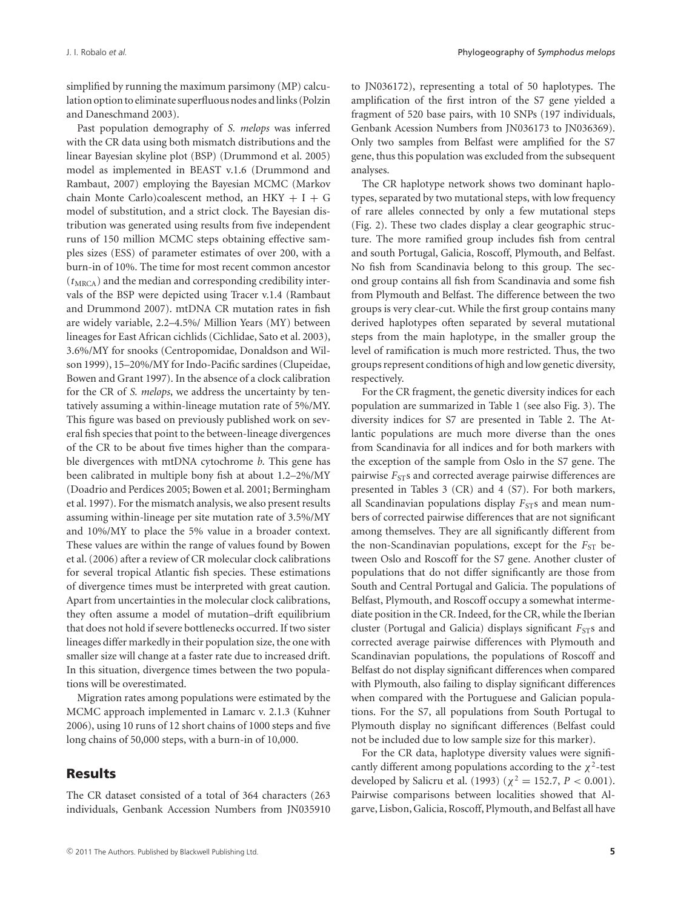simplified by running the maximum parsimony (MP) calculation option to eliminate superfluous nodes and links (Polzin and Daneschmand 2003).

Past population demography of *S. melops* was inferred with the CR data using both mismatch distributions and the linear Bayesian skyline plot (BSP) (Drummond et al. 2005) model as implemented in BEAST v.1.6 (Drummond and Rambaut, 2007) employing the Bayesian MCMC (Markov chain Monte Carlo)coalescent method, an HKY + I + G model of substitution, and a strict clock. The Bayesian distribution was generated using results from five independent runs of 150 million MCMC steps obtaining effective samples sizes (ESS) of parameter estimates of over 200, with a burn-in of 10%. The time for most recent common ancestor ($t_{MRCA}$) and the median and corresponding credibility intervals of the BSP were depicted using Tracer v.1.4 (Rambaut and Drummond 2007). mtDNA CR mutation rates in fish are widely variable, 2.2–4.5%/ Million Years (MY) between lineages for East African cichlids (Cichlidae, Sato et al. 2003), 3.6%/MY for snooks (Centropomidae, Donaldson and Wilson 1999), 15–20%/MY for Indo-Pacific sardines (Clupeidae, Bowen and Grant 1997). In the absence of a clock calibration for the CR of *S. melops*, we address the uncertainty by tentatively assuming a within-lineage mutation rate of 5%/MY. This figure was based on previously published work on several fish species that point to the between-lineage divergences of the CR to be about five times higher than the comparable divergences with mtDNA cytochrome *b*. This gene has been calibrated in multiple bony fish at about 1.2–2%/MY (Doadrio and Perdices 2005; Bowen et al. 2001; Bermingham et al. 1997). For the mismatch analysis, we also present results assuming within-lineage per site mutation rate of 3.5%/MY and 10%/MY to place the 5% value in a broader context. These values are within the range of values found by Bowen et al. (2006) after a review of CR molecular clock calibrations for several tropical Atlantic fish species. These estimations of divergence times must be interpreted with great caution. Apart from uncertainties in the molecular clock calibrations, they often assume a model of mutation–drift equilibrium that does not hold if severe bottlenecks occurred. If two sister lineages differ markedly in their population size, the one with smaller size will change at a faster rate due to increased drift. In this situation, divergence times between the two populations will be overestimated.

Migration rates among populations were estimated by the MCMC approach implemented in Lamarc v. 2.1.3 (Kuhner 2006), using 10 runs of 12 short chains of 1000 steps and five long chains of 50,000 steps, with a burn-in of 10,000.

## Results

The CR dataset consisted of a total of 364 characters (263 individuals, Genbank Accession Numbers from JN035910 to JN036172), representing a total of 50 haplotypes. The amplification of the first intron of the S7 gene yielded a fragment of 520 base pairs, with 10 SNPs (197 individuals, Genbank Acession Numbers from JN036173 to JN036369). Only two samples from Belfast were amplified for the S7 gene, thus this population was excluded from the subsequent analyses.

The CR haplotype network shows two dominant haplotypes, separated by two mutational steps, with low frequency of rare alleles connected by only a few mutational steps (Fig. 2). These two clades display a clear geographic structure. The more ramified group includes fish from central and south Portugal, Galicia, Roscoff, Plymouth, and Belfast. No fish from Scandinavia belong to this group. The second group contains all fish from Scandinavia and some fish from Plymouth and Belfast. The difference between the two groups is very clear-cut. While the first group contains many derived haplotypes often separated by several mutational steps from the main haplotype, in the smaller group the level of ramification is much more restricted. Thus, the two groups represent conditions of high and low genetic diversity, respectively.

For the CR fragment, the genetic diversity indices for each population are summarized in Table 1 (see also Fig. 3). The diversity indices for S7 are presented in Table 2. The Atlantic populations are much more diverse than the ones from Scandinavia for all indices and for both markers with the exception of the sample from Oslo in the S7 gene. The pairwise $F_{ST}$s and corrected average pairwise differences are presented in Tables 3 (CR) and 4 (S7). For both markers, all Scandinavian populations display $F_{ST}$s and mean numbers of corrected pairwise differences that are not significant among themselves. They are all significantly different from the non-Scandinavian populations, except for the $F_{ST}$ between Oslo and Roscoff for the S7 gene. Another cluster of populations that do not differ significantly are those from South and Central Portugal and Galicia. The populations of Belfast, Plymouth, and Roscoff occupy a somewhat intermediate position in the CR. Indeed, for the CR, while the Iberian cluster (Portugal and Galicia) displays significant $F_{ST}$s and corrected average pairwise differences with Plymouth and Scandinavian populations, the populations of Roscoff and Belfast do not display significant differences when compared with Plymouth, also failing to display significant differences when compared with the Portuguese and Galician populations. For the S7, all populations from South Portugal to Plymouth display no significant differences (Belfast could not be included due to low sample size for this marker).

For the CR data, haplotype diversity values were significantly different among populations according to the $\chi^2$-test developed by Salicru et al. (1993) ($\chi^2 = 152.7$, $P < 0.001$). Pairwise comparisons between localities showed that Algarve, Lisbon, Galicia, Roscoff, Plymouth, and Belfast all have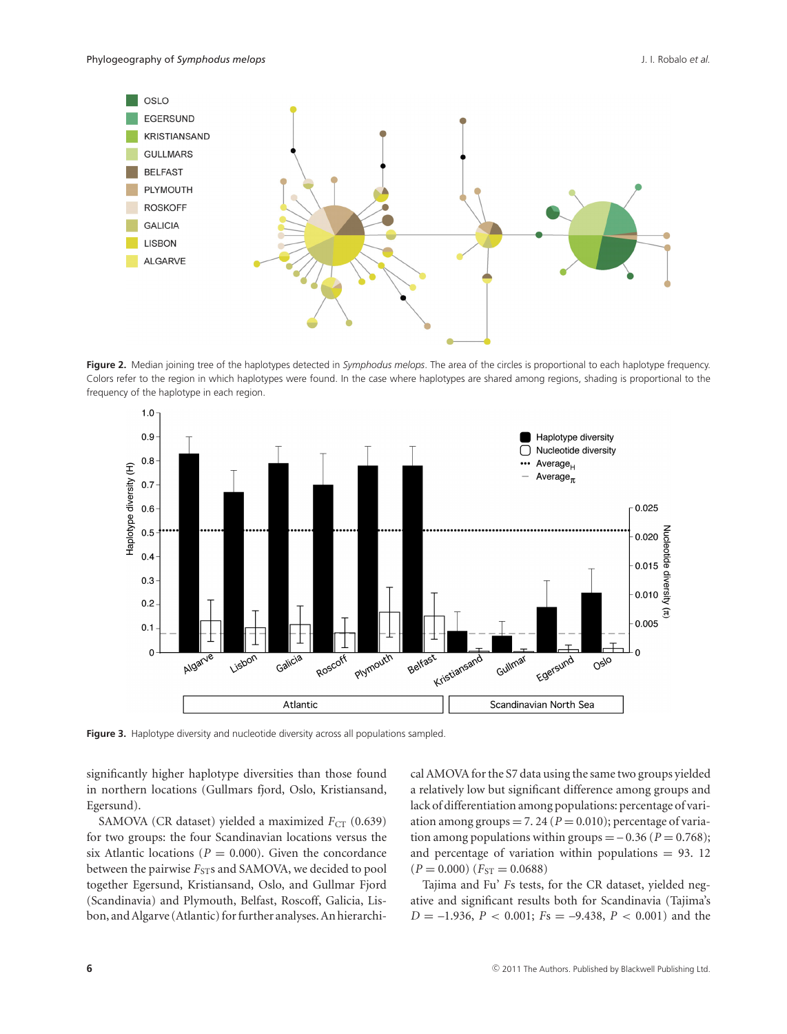**Figure 2.** Median joining tree of the haplotypes detected in *Symphodus melops*. The area of the circles is proportional to each haplotype frequency. Colors refer to the region in which haplotypes were found. In the case where haplotypes are shared among regions, shading is proportional to the frequency of the haplotype in each region.

**Figure 3.** Haplotype diversity and nucleotide diversity across all populations sampled.

significantly higher haplotype diversities than those found in northern locations (Gullmars fjord, Oslo, Kristiansand, Egersund).

SAMOVA (CR dataset) yielded a maximized $F_{CT}$ (0.639) for two groups: the four Scandinavian locations versus the six Atlantic locations ($P$ = 0.000). Given the concordance between the pairwise $F_{ST}$s and SAMOVA, we decided to pool together Egersund, Kristiansand, Oslo, and Gullmar Fjord (Scandinavia) and Plymouth, Belfast, Roscoff, Galicia, Lisbon, and Algarve (Atlantic) for further analyses. An hierarchical AMOVA for the S7 data using the same two groups yielded a relatively low but significant difference among groups and lack of differentiation among populations: percentage of variation among groups = 7. 24 ($P$ = 0.010); percentage of variation among populations within groups = – 0.36 ($P$ = 0.768); and percentage of variation within populations = 93. 12 ($P$ = 0.000) ($F_{ST}$ = 0.0688)

Tajima and Fu' *Fs* tests, for the CR dataset, yielded negative and significant results both for Scandinavia (Tajima's $D$ = –1.936, $P$ < 0.001; $Fs$ = –9.438, $P$ < 0.001) and the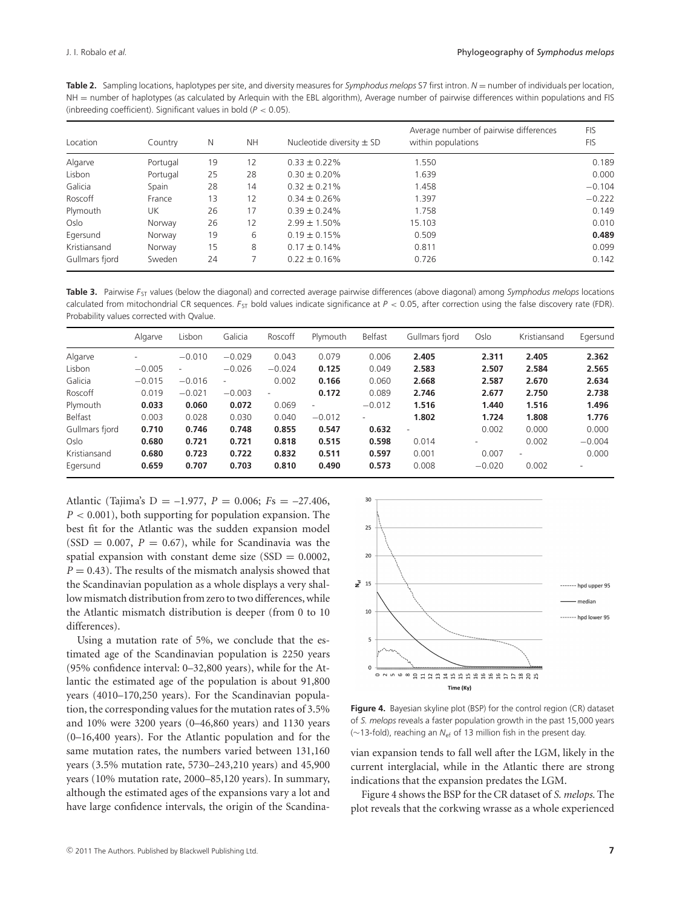**Table 2.** Sampling locations, haplotypes per site, and diversity measures for *Symphodus melops* S7 first intron. $N$ = number of individuals per location, NH = number of haplotypes (as calculated by Arlequin with the EBL algorithm), Average number of pairwise differences within populations and FIS (inbreeding coefficient). Significant values in bold ($P < 0.05$).

| Location | Country | N | NH | Nucleotide diversity ± SD | Average number of pairwise differences within populations | FIS FIS |
|---|---|---|---|---|---|---|
| Algarve | Portugal | 19 | 12 | 0.33 ± 0.22% | 1.550 | 0.189 |
| Lisbon | Portugal | 25 | 28 | 0.30 ± 0.20% | 1.639 | 0.000 |
| Galicia | Spain | 28 | 14 | 0.32 ± 0.21% | 1.458 | −0.104 |
| Roscoff | France | 13 | 12 | 0.34 ± 0.26% | 1.397 | −0.222 |
| Plymouth | UK | 26 | 17 | 0.39 ± 0.24% | 1.758 | 0.149 |
| Oslo | Norway | 26 | 12 | 2.99 ± 1.50% | 15.103 | 0.010 |
| Egersund | Norway | 19 | 6 | 0.19 ± 0.15% | 0.509 | **0.489** |
| Kristiansand | Norway | 15 | 8 | 0.17 ± 0.14% | 0.811 | 0.099 |
| Gullmars fjord | Sweden | 24 | 7 | 0.22 ± 0.16% | 0.726 | 0.142 |

**Table 3.** Pairwise $F_{ST}$ values (below the diagonal) and corrected average pairwise differences (above diagonal) among *Symphodus melops* locations calculated from mitochondrial CR sequences. $F_{ST}$ bold values indicate significance at $P < 0.05$, after correction using the false discovery rate (FDR). Probability values corrected with Qvalue.

| | Algarve | Lisbon | Galicia | Roscoff | Plymouth | Belfast | Gullmars fjord | Oslo | Kristiansand | Egersund |
|---|---|---|---|---|---|---|---|---|---|---|
| Algarve | - | −0.010 | −0.029 | 0.043 | 0.079 | 0.006 | **2.405** | **2.311** | **2.405** | **2.362** |
| Lisbon | −0.005 | - | −0.026 | −0.024 | **0.125** | 0.049 | **2.583** | **2.507** | **2.584** | **2.565** |
| Galicia | −0.015 | −0.016 | - | 0.002 | **0.166** | 0.060 | **2.668** | **2.587** | **2.670** | **2.634** |
| Roscoff | 0.019 | −0.021 | −0.003 | - | **0.172** | 0.089 | **2.746** | **2.677** | **2.750** | **2.738** |
| Plymouth | **0.033** | **0.060** | **0.072** | 0.069 | - | −0.012 | **1.516** | **1.440** | **1.516** | **1.496** |
| Belfast | 0.003 | 0.028 | 0.030 | 0.040 | −0.012 | - | **1.802** | **1.724** | **1.808** | **1.776** |
| Gullmars fjord | **0.710** | **0.746** | **0.748** | **0.855** | **0.547** | **0.632** | - | 0.002 | 0.000 | 0.000 |
| Oslo | **0.680** | **0.721** | **0.721** | **0.818** | **0.515** | **0.598** | 0.014 | - | 0.002 | −0.004 |
| Kristiansand | **0.680** | **0.723** | **0.722** | **0.832** | **0.511** | **0.597** | 0.001 | 0.007 | - | 0.000 |
| Egersund | **0.659** | **0.707** | **0.703** | **0.810** | **0.490** | **0.573** | 0.008 | −0.020 | 0.002 | - |

Atlantic (Tajima's D = −1.977, $P = 0.006$; $Fs = -27.406$, $P < 0.001$), both supporting for population expansion. The best fit for the Atlantic was the sudden expansion model (SSD = 0.007, $P = 0.67$), while for Scandinavia was the spatial expansion with constant deme size (SSD = 0.0002, $P = 0.43$). The results of the mismatch analysis showed that the Scandinavian population as a whole displays a very shallow mismatch distribution from zero to two differences, while the Atlantic mismatch distribution is deeper (from 0 to 10 differences).

Using a mutation rate of 5%, we conclude that the estimated age of the Scandinavian population is 2250 years (95% confidence interval: 0–32,800 years), while for the Atlantic the estimated age of the population is about 91,800 years (4010–170,250 years). For the Scandinavian population, the corresponding values for the mutation rates of 3.5% and 10% were 3200 years (0–46,860 years) and 1130 years (0–16,400 years). For the Atlantic population and for the same mutation rates, the numbers varied between 131,160 years (3.5% mutation rate, 5730–243,210 years) and 45,900 years (10% mutation rate, 2000–85,120 years). In summary, although the estimated ages of the expansions vary a lot and have large confidence intervals, the origin of the Scandinavian expansion tends to fall well after the LGM, likely in the current interglacial, while in the Atlantic there are strong indications that the expansion predates the LGM.

**Figure 4.** Bayesian skyline plot (BSP) for the control region (CR) dataset of *S. melops* reveals a faster population growth in the past 15,000 years (~13-fold), reaching an $N_{ef}$ of 13 million fish in the present day.

Figure 4 shows the BSP for the CR dataset of *S. melops*. The plot reveals that the corkwing wrasse as a whole experienced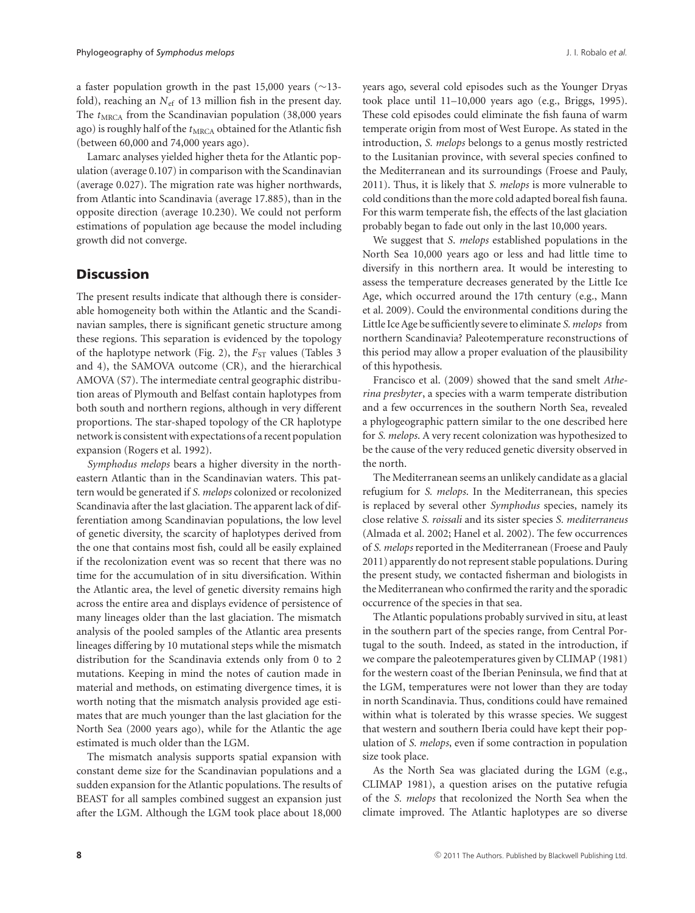a faster population growth in the past 15,000 years (∼13-fold), reaching an $N_{ef}$ of 13 million fish in the present day. The $t_{MRCA}$ from the Scandinavian population (38,000 years ago) is roughly half of the $t_{MRCA}$ obtained for the Atlantic fish (between 60,000 and 74,000 years ago).

Lamarc analyses yielded higher theta for the Atlantic population (average 0.107) in comparison with the Scandinavian (average 0.027). The migration rate was higher northwards, from Atlantic into Scandinavia (average 17.885), than in the opposite direction (average 10.230). We could not perform estimations of population age because the model including growth did not converge.

## Discussion

The present results indicate that although there is considerable homogeneity both within the Atlantic and the Scandinavian samples, there is significant genetic structure among these regions. This separation is evidenced by the topology of the haplotype network (Fig. 2), the $F_{ST}$ values (Tables 3 and 4), the SAMOVA outcome (CR), and the hierarchical AMOVA (S7). The intermediate central geographic distribution areas of Plymouth and Belfast contain haplotypes from both south and northern regions, although in very different proportions. The star-shaped topology of the CR haplotype network is consistent with expectations of a recent population expansion (Rogers et al. 1992).

*Symphodus melops* bears a higher diversity in the northeastern Atlantic than in the Scandinavian waters. This pattern would be generated if *S. melops* colonized or recolonized Scandinavia after the last glaciation. The apparent lack of differentiation among Scandinavian populations, the low level of genetic diversity, the scarcity of haplotypes derived from the one that contains most fish, could all be easily explained if the recolonization event was so recent that there was no time for the accumulation of in situ diversification. Within the Atlantic area, the level of genetic diversity remains high across the entire area and displays evidence of persistence of many lineages older than the last glaciation. The mismatch analysis of the pooled samples of the Atlantic area presents lineages differing by 10 mutational steps while the mismatch distribution for the Scandinavia extends only from 0 to 2 mutations. Keeping in mind the notes of caution made in material and methods, on estimating divergence times, it is worth noting that the mismatch analysis provided age estimates that are much younger than the last glaciation for the North Sea (2000 years ago), while for the Atlantic the age estimated is much older than the LGM.

The mismatch analysis supports spatial expansion with constant deme size for the Scandinavian populations and a sudden expansion for the Atlantic populations. The results of BEAST for all samples combined suggest an expansion just after the LGM. Although the LGM took place about 18,000 years ago, several cold episodes such as the Younger Dryas took place until 11–10,000 years ago (e.g., Briggs, 1995). These cold episodes could eliminate the fish fauna of warm temperate origin from most of West Europe. As stated in the introduction, *S. melops* belongs to a genus mostly restricted to the Lusitanian province, with several species confined to the Mediterranean and its surroundings (Froese and Pauly, 2011). Thus, it is likely that *S. melops* is more vulnerable to cold conditions than the more cold adapted boreal fish fauna. For this warm temperate fish, the effects of the last glaciation probably began to fade out only in the last 10,000 years.

We suggest that *S. melops* established populations in the North Sea 10,000 years ago or less and had little time to diversify in this northern area. It would be interesting to assess the temperature decreases generated by the Little Ice Age, which occurred around the 17th century (e.g., Mann et al. 2009). Could the environmental conditions during the Little Ice Age be sufficiently severe to eliminate *S. melops* from northern Scandinavia? Paleotemperature reconstructions of this period may allow a proper evaluation of the plausibility of this hypothesis.

Francisco et al. (2009) showed that the sand smelt *Atherina presbyter*, a species with a warm temperate distribution and a few occurrences in the southern North Sea, revealed a phylogeographic pattern similar to the one described here for *S. melops*. A very recent colonization was hypothesized to be the cause of the very reduced genetic diversity observed in the north.

The Mediterranean seems an unlikely candidate as a glacial refugium for *S. melops*. In the Mediterranean, this species is replaced by several other *Symphodus* species, namely its close relative *S. roissali* and its sister species *S. mediterraneus* (Almada et al. 2002; Hanel et al. 2002). The few occurrences of *S. melops* reported in the Mediterranean (Froese and Pauly 2011) apparently do not represent stable populations. During the present study, we contacted fisherman and biologists in the Mediterranean who confirmed the rarity and the sporadic occurrence of the species in that sea.

The Atlantic populations probably survived in situ, at least in the southern part of the species range, from Central Portugal to the south. Indeed, as stated in the introduction, if we compare the paleotemperatures given by CLIMAP (1981) for the western coast of the Iberian Peninsula, we find that at the LGM, temperatures were not lower than they are today in north Scandinavia. Thus, conditions could have remained within what is tolerated by this wrasse species. We suggest that western and southern Iberia could have kept their population of *S. melops*, even if some contraction in population size took place.

As the North Sea was glaciated during the LGM (e.g., CLIMAP 1981), a question arises on the putative refugia of the *S. melops* that recolonized the North Sea when the climate improved. The Atlantic haplotypes are so diverse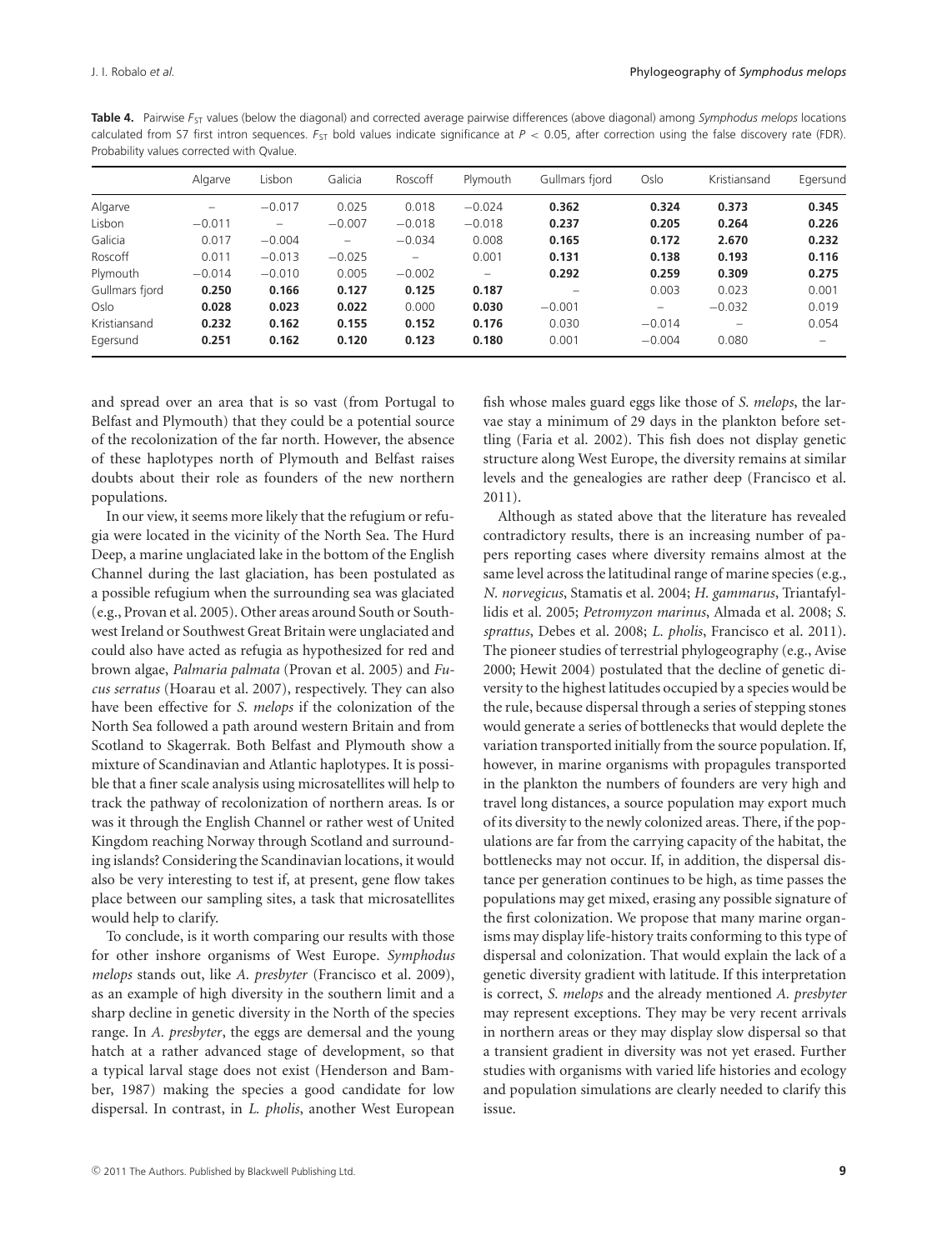**Table 4.** Pairwise $F_{ST}$ values (below the diagonal) and corrected average pairwise differences (above diagonal) among *Symphodus melops* locations calculated from S7 first intron sequences. $F_{ST}$ bold values indicate significance at $P < 0.05$, after correction using the false discovery rate (FDR). Probability values corrected with Qvalue.

| | Algarve | Lisbon | Galicia | Roscoff | Plymouth | Gullmars fjord | Oslo | Kristiansand | Egersund |
|---|---|---|---|---|---|---|---|---|---|
| Algarve | – | −0.017 | 0.025 | 0.018 | −0.024 | **0.362** | **0.324** | **0.373** | **0.345** |
| Lisbon | −0.011 | – | −0.007 | −0.018 | −0.018 | **0.237** | **0.205** | **0.264** | **0.226** |
| Galicia | 0.017 | −0.004 | – | −0.034 | 0.008 | **0.165** | **0.172** | **2.670** | **0.232** |
| Roscoff | 0.011 | −0.013 | −0.025 | – | 0.001 | **0.131** | **0.138** | **0.193** | **0.116** |
| Plymouth | −0.014 | −0.010 | 0.005 | −0.002 | – | **0.292** | **0.259** | **0.309** | **0.275** |
| Gullmars fjord | **0.250** | **0.166** | **0.127** | **0.125** | **0.187** | – | 0.003 | 0.023 | 0.001 |
| Oslo | **0.028** | **0.023** | **0.022** | 0.000 | **0.030** | −0.001 | – | −0.032 | 0.019 |
| Kristiansand | **0.232** | **0.162** | **0.155** | **0.152** | **0.176** | 0.030 | −0.014 | – | 0.054 |
| Egersund | **0.251** | **0.162** | **0.120** | **0.123** | **0.180** | 0.001 | −0.004 | 0.080 | – |

and spread over an area that is so vast (from Portugal to Belfast and Plymouth) that they could be a potential source of the recolonization of the far north. However, the absence of these haplotypes north of Plymouth and Belfast raises doubts about their role as founders of the new northern populations.

In our view, it seems more likely that the refugium or refugia were located in the vicinity of the North Sea. The Hurd Deep, a marine unglaciated lake in the bottom of the English Channel during the last glaciation, has been postulated as a possible refugium when the surrounding sea was glaciated (e.g., Provan et al. 2005). Other areas around South or Southwest Ireland or Southwest Great Britain were unglaciated and could also have acted as refugia as hypothesized for red and brown algae, *Palmaria palmata* (Provan et al. 2005) and *Fucus serratus* (Hoarau et al. 2007), respectively. They can also have been effective for *S. melops* if the colonization of the North Sea followed a path around western Britain and from Scotland to Skagerrak. Both Belfast and Plymouth show a mixture of Scandinavian and Atlantic haplotypes. It is possible that a finer scale analysis using microsatellites will help to track the pathway of recolonization of northern areas. Is or was it through the English Channel or rather west of United Kingdom reaching Norway through Scotland and surrounding islands? Considering the Scandinavian locations, it would also be very interesting to test if, at present, gene flow takes place between our sampling sites, a task that microsatellites would help to clarify.

To conclude, is it worth comparing our results with those for other inshore organisms of West Europe. *Symphodus melops* stands out, like *A. presbyter* (Francisco et al. 2009), as an example of high diversity in the southern limit and a sharp decline in genetic diversity in the North of the species range. In *A. presbyter*, the eggs are demersal and the young hatch at a rather advanced stage of development, so that a typical larval stage does not exist (Henderson and Bamber, 1987) making the species a good candidate for low dispersal. In contrast, in *L. pholis*, another West European fish whose males guard eggs like those of *S. melops*, the larvae stay a minimum of 29 days in the plankton before settling (Faria et al. 2002). This fish does not display genetic structure along West Europe, the diversity remains at similar levels and the genealogies are rather deep (Francisco et al. 2011).

Although as stated above that the literature has revealed contradictory results, there is an increasing number of papers reporting cases where diversity remains almost at the same level across the latitudinal range of marine species (e.g., *N. norvegicus*, Stamatis et al. 2004; *H. gammarus*, Triantafyllidis et al. 2005; *Petromyzon marinus*, Almada et al. 2008; *S. sprattus*, Debes et al. 2008; *L. pholis*, Francisco et al. 2011). The pioneer studies of terrestrial phylogeography (e.g., Avise 2000; Hewit 2004) postulated that the decline of genetic diversity to the highest latitudes occupied by a species would be the rule, because dispersal through a series of stepping stones would generate a series of bottlenecks that would deplete the variation transported initially from the source population. If, however, in marine organisms with propagules transported in the plankton the numbers of founders are very high and travel long distances, a source population may export much of its diversity to the newly colonized areas. There, if the populations are far from the carrying capacity of the habitat, the bottlenecks may not occur. If, in addition, the dispersal distance per generation continues to be high, as time passes the populations may get mixed, erasing any possible signature of the first colonization. We propose that many marine organisms may display life-history traits conforming to this type of dispersal and colonization. That would explain the lack of a genetic diversity gradient with latitude. If this interpretation is correct, *S. melops* and the already mentioned *A. presbyter* may represent exceptions. They may be very recent arrivals in northern areas or they may display slow dispersal so that a transient gradient in diversity was not yet erased. Further studies with organisms with varied life histories and ecology and population simulations are clearly needed to clarify this issue.

© 2011 The Authors. Published by Blackwell Publishing Ltd.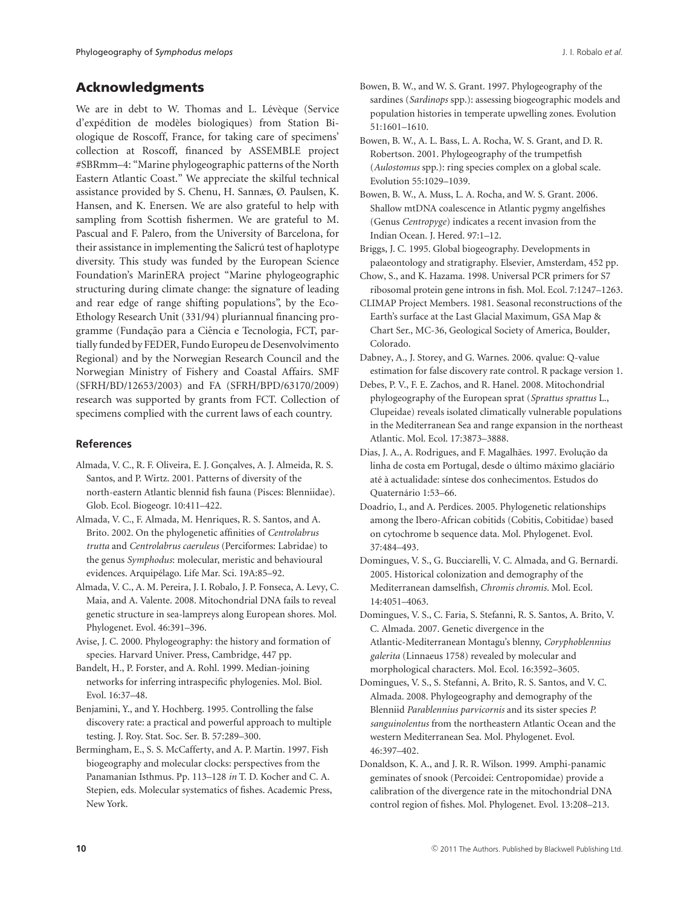## Acknowledgments

We are in debt to W. Thomas and L. Lévèque (Service d'expédition de modèles biologiques) from Station Biologique de Roscoff, France, for taking care of specimens' collection at Roscoff, financed by ASSEMBLE project #SBRmm–4: "Marine phylogeographic patterns of the North Eastern Atlantic Coast." We appreciate the skilful technical assistance provided by S. Chenu, H. Sannæs, Ø. Paulsen, K. Hansen, and K. Enersen. We are also grateful to help with sampling from Scottish fishermen. We are grateful to M. Pascual and F. Palero, from the University of Barcelona, for their assistance in implementing the Salicrú test of haplotype diversity. This study was funded by the European Science Foundation's MarinERA project "Marine phylogeographic structuring during climate change: the signature of leading and rear edge of range shifting populations", by the Eco-Ethology Research Unit (331/94) pluriannual financing programme (Fundação para a Ciência e Tecnologia, FCT, partially funded by FEDER, Fundo Europeu de Desenvolvimento Regional) and by the Norwegian Research Council and the Norwegian Ministry of Fishery and Coastal Affairs. SMF (SFRH/BD/12653/2003) and FA (SFRH/BPD/63170/2009) research was supported by grants from FCT. Collection of specimens complied with the current laws of each country.

### References

Almada, V. C., R. F. Oliveira, E. J. Gonçalves, A. J. Almeida, R. S. Santos, and P. Wirtz. 2001. Patterns of diversity of the north-eastern Atlantic blennid fish fauna (Pisces: Blenniidae). Glob. Ecol. Biogeogr. 10:411–422.

Almada, V. C., F. Almada, M. Henriques, R. S. Santos, and A. Brito. 2002. On the phylogenetic affinities of *Centrolabrus trutta* and *Centrolabrus caeruleus* (Perciformes: Labridae) to the genus *Symphodus*: molecular, meristic and behavioural evidences. Arquipélago. Life Mar. Sci. 19A:85–92.

Almada, V. C., A. M. Pereira, J. I. Robalo, J. P. Fonseca, A. Levy, C. Maia, and A. Valente. 2008. Mitochondrial DNA fails to reveal genetic structure in sea-lampreys along European shores. Mol. Phylogenet. Evol. 46:391–396.

Avise, J. C. 2000. Phylogeography: the history and formation of species. Harvard Univer. Press, Cambridge, 447 pp.

Bandelt, H., P. Forster, and A. Rohl. 1999. Median-joining networks for inferring intraspecific phylogenies. Mol. Biol. Evol. 16:37–48.

Benjamini, Y., and Y. Hochberg. 1995. Controlling the false discovery rate: a practical and powerful approach to multiple testing. J. Roy. Stat. Soc. Ser. B. 57:289–300.

Bermingham, E., S. S. McCafferty, and A. P. Martin. 1997. Fish biogeography and molecular clocks: perspectives from the Panamanian Isthmus. Pp. 113–128 *in* T. D. Kocher and C. A. Stepien, eds. Molecular systematics of fishes. Academic Press, New York.

Bowen, B. W., and W. S. Grant. 1997. Phylogeography of the sardines (*Sardinops* spp.): assessing biogeographic models and population histories in temperate upwelling zones. Evolution 51:1601–1610.

Bowen, B. W., A. L. Bass, L. A. Rocha, W. S. Grant, and D. R. Robertson. 2001. Phylogeography of the trumpetfish (*Aulostomus* spp.): ring species complex on a global scale. Evolution 55:1029–1039.

Bowen, B. W., A. Muss, L. A. Rocha, and W. S. Grant. 2006. Shallow mtDNA coalescence in Atlantic pygmy angelfishes (Genus *Centropyge*) indicates a recent invasion from the Indian Ocean. J. Hered. 97:1–12.

Briggs, J. C. 1995. Global biogeography. Developments in palaeontology and stratigraphy. Elsevier, Amsterdam, 452 pp.

Chow, S., and K. Hazama. 1998. Universal PCR primers for S7 ribosomal protein gene introns in fish. Mol. Ecol. 7:1247–1263.

CLIMAP Project Members. 1981. Seasonal reconstructions of the Earth's surface at the Last Glacial Maximum, GSA Map & Chart Ser., MC-36, Geological Society of America, Boulder, Colorado.

Dabney, A., J. Storey, and G. Warnes. 2006. qvalue: Q-value estimation for false discovery rate control. R package version 1.

Debes, P. V., F. E. Zachos, and R. Hanel. 2008. Mitochondrial phylogeography of the European sprat (*Sprattus sprattus* L., Clupeidae) reveals isolated climatically vulnerable populations in the Mediterranean Sea and range expansion in the northeast Atlantic. Mol. Ecol. 17:3873–3888.

Dias, J. A., A. Rodrigues, and F. Magalhães. 1997. Evolução da linha de costa em Portugal, desde o último máximo glaciário até à actualidade: síntese dos conhecimentos. Estudos do Quaternário 1:53–66.

Doadrio, I., and A. Perdices. 2005. Phylogenetic relationships among the Ibero-African cobitids (Cobitis, Cobitidae) based on cytochrome b sequence data. Mol. Phylogenet. Evol. 37:484–493.

Domingues, V. S., G. Bucciarelli, V. C. Almada, and G. Bernardi. 2005. Historical colonization and demography of the Mediterranean damselfish, *Chromis chromis*. Mol. Ecol. 14:4051–4063.

Domingues, V. S., C. Faria, S. Stefanni, R. S. Santos, A. Brito, V. C. Almada. 2007. Genetic divergence in the Atlantic-Mediterranean Montagu's blenny, *Coryphoblennius galerita* (Linnaeus 1758) revealed by molecular and morphological characters. Mol. Ecol. 16:3592–3605.

Domingues, V. S., S. Stefanni, A. Brito, R. S. Santos, and V. C. Almada. 2008. Phylogeography and demography of the Blenniid *Parablennius parvicornis* and its sister species *P. sanguinolentus* from the northeastern Atlantic Ocean and the western Mediterranean Sea. Mol. Phylogenet. Evol. 46:397–402.

Donaldson, K. A., and J. R. R. Wilson. 1999. Amphi-panamic geminates of snook (Percoidei: Centropomidae) provide a calibration of the divergence rate in the mitochondrial DNA control region of fishes. Mol. Phylogenet. Evol. 13:208–213.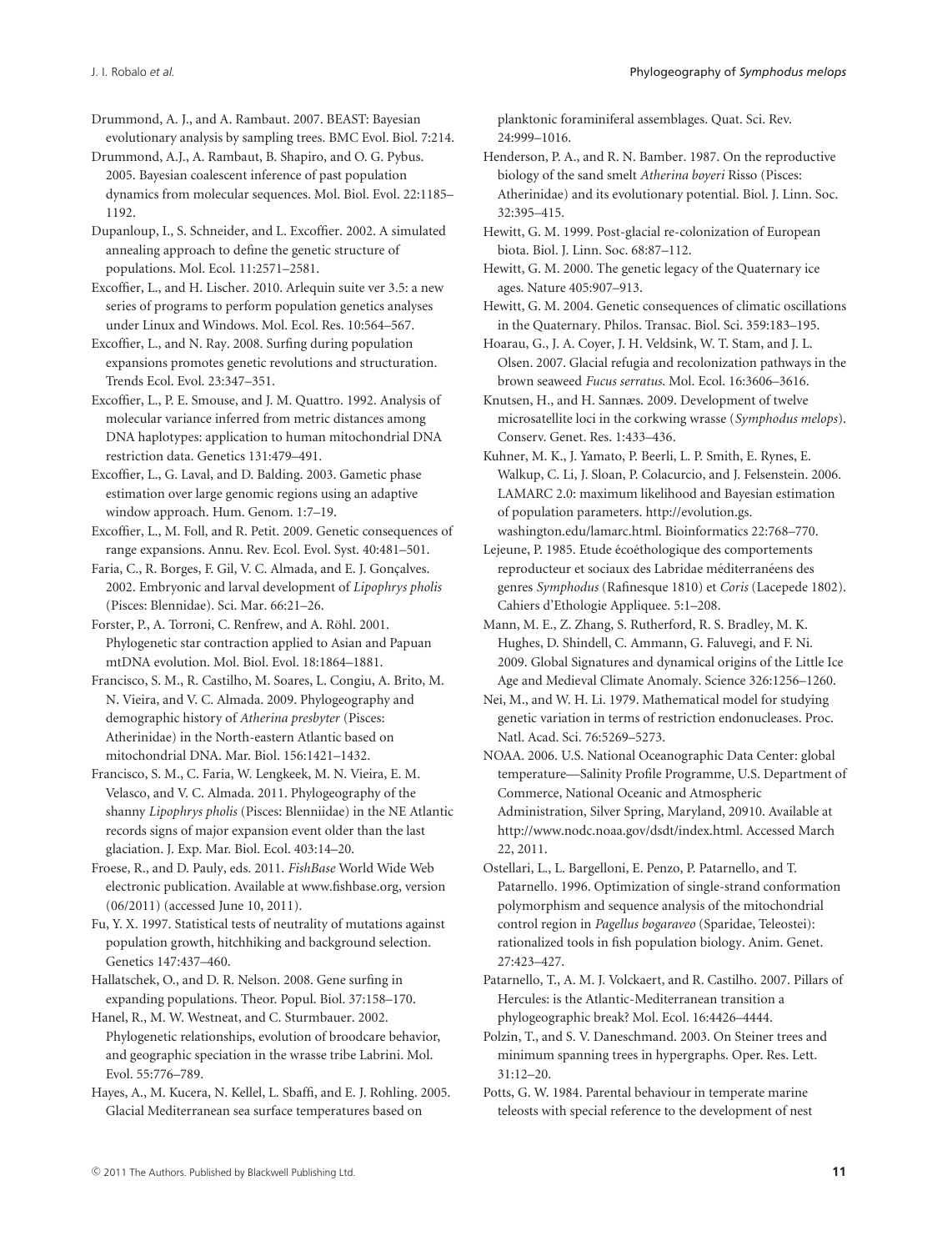Drummond, A. J., and A. Rambaut. 2007. BEAST: Bayesian evolutionary analysis by sampling trees. BMC Evol. Biol. 7:214.

Drummond, A.J., A. Rambaut, B. Shapiro, and O. G. Pybus. 2005. Bayesian coalescent inference of past population dynamics from molecular sequences. Mol. Biol. Evol. 22:1185–1192.

Dupanloup, I., S. Schneider, and L. Excoffier. 2002. A simulated annealing approach to define the genetic structure of populations. Mol. Ecol. 11:2571–2581.

Excoffier, L., and H. Lischer. 2010. Arlequin suite ver 3.5: a new series of programs to perform population genetics analyses under Linux and Windows. Mol. Ecol. Res. 10:564–567.

Excoffier, L., and N. Ray. 2008. Surfing during population expansions promotes genetic revolutions and structuration. Trends Ecol. Evol. 23:347–351.

Excoffier, L., P. E. Smouse, and J. M. Quattro. 1992. Analysis of molecular variance inferred from metric distances among DNA haplotypes: application to human mitochondrial DNA restriction data. Genetics 131:479–491.

Excoffier, L., G. Laval, and D. Balding. 2003. Gametic phase estimation over large genomic regions using an adaptive window approach. Hum. Genom. 1:7–19.

Excoffier, L., M. Foll, and R. Petit. 2009. Genetic consequences of range expansions. Annu. Rev. Ecol. Evol. Syst. 40:481–501.

Faria, C., R. Borges, F. Gil, V. C. Almada, and E. J. Gonçalves. 2002. Embryonic and larval development of *Lipophrys pholis* (Pisces: Blennidae). Sci. Mar. 66:21–26.

Forster, P., A. Torroni, C. Renfrew, and A. Röhl. 2001. Phylogenetic star contraction applied to Asian and Papuan mtDNA evolution. Mol. Biol. Evol. 18:1864–1881.

Francisco, S. M., R. Castilho, M. Soares, L. Congiu, A. Brito, M. N. Vieira, and V. C. Almada. 2009. Phylogeography and demographic history of *Atherina presbyter* (Pisces: Atherinidae) in the North-eastern Atlantic based on mitochondrial DNA. Mar. Biol. 156:1421–1432.

Francisco, S. M., C. Faria, W. Lengkeek, M. N. Vieira, E. M. Velasco, and V. C. Almada. 2011. Phylogeography of the shanny *Lipophrys pholis* (Pisces: Blenniidae) in the NE Atlantic records signs of major expansion event older than the last glaciation. J. Exp. Mar. Biol. Ecol. 403:14–20.

Froese, R., and D. Pauly, eds. 2011. *FishBase* World Wide Web electronic publication. Available at www.fishbase.org, version (06/2011) (accessed June 10, 2011).

Fu, Y. X. 1997. Statistical tests of neutrality of mutations against population growth, hitchhiking and background selection. Genetics 147:437–460.

Hallatschek, O., and D. R. Nelson. 2008. Gene surfing in expanding populations. Theor. Popul. Biol. 37:158–170.

Hanel, R., M. W. Westneat, and C. Sturmbauer. 2002. Phylogenetic relationships, evolution of broodcare behavior, and geographic speciation in the wrasse tribe Labrini. Mol. Evol. 55:776–789.

Hayes, A., M. Kucera, N. Kellel, L. Sbaffi, and E. J. Rohling. 2005. Glacial Mediterranean sea surface temperatures based on planktonic foraminiferal assemblages. Quat. Sci. Rev. 24:999–1016.

Henderson, P. A., and R. N. Bamber. 1987. On the reproductive biology of the sand smelt *Atherina boyeri* Risso (Pisces: Atherinidae) and its evolutionary potential. Biol. J. Linn. Soc. 32:395–415.

Hewitt, G. M. 1999. Post-glacial re-colonization of European biota. Biol. J. Linn. Soc. 68:87–112.

Hewitt, G. M. 2000. The genetic legacy of the Quaternary ice ages. Nature 405:907–913.

Hewitt, G. M. 2004. Genetic consequences of climatic oscillations in the Quaternary. Philos. Transac. Biol. Sci. 359:183–195.

Hoarau, G., J. A. Coyer, J. H. Veldsink, W. T. Stam, and J. L. Olsen. 2007. Glacial refugia and recolonization pathways in the brown seaweed *Fucus serratus*. Mol. Ecol. 16:3606–3616.

Knutsen, H., and H. Sannæs. 2009. Development of twelve microsatellite loci in the corkwing wrasse (*Symphodus melops*). Conserv. Genet. Res. 1:433–436.

Kuhner, M. K., J. Yamato, P. Beerli, L. P. Smith, E. Rynes, E. Walkup, C. Li, J. Sloan, P. Colacurcio, and J. Felsenstein. 2006. LAMARC 2.0: maximum likelihood and Bayesian estimation of population parameters. http://evolution.gs.washington.edu/lamarc.html. Bioinformatics 22:768–770.

Lejeune, P. 1985. Etude écoéthologique des comportements reproducteur et sociaux des Labridae méditerranéens des genres *Symphodus* (Rafinesque 1810) et *Coris* (Lacepede 1802). Cahiers d'Ethologie Appliquee. 5:1–208.

Mann, M. E., Z. Zhang, S. Rutherford, R. S. Bradley, M. K. Hughes, D. Shindell, C. Ammann, G. Faluvegi, and F. Ni. 2009. Global Signatures and dynamical origins of the Little Ice Age and Medieval Climate Anomaly. Science 326:1256–1260.

Nei, M., and W. H. Li. 1979. Mathematical model for studying genetic variation in terms of restriction endonucleases. Proc. Natl. Acad. Sci. 76:5269–5273.

NOAA. 2006. U.S. National Oceanographic Data Center: global temperature—Salinity Profile Programme, U.S. Department of Commerce, National Oceanic and Atmospheric Administration, Silver Spring, Maryland, 20910. Available at http://www.nodc.noaa.gov/dsdt/index.html. Accessed March 22, 2011.

Ostellari, L., L. Bargelloni, E. Penzo, P. Patarnello, and T. Patarnello. 1996. Optimization of single-strand conformation polymorphism and sequence analysis of the mitochondrial control region in *Pagellus bogaraveo* (Sparidae, Teleostei): rationalized tools in fish population biology. Anim. Genet. 27:423–427.

Patarnello, T., A. M. J. Volckaert, and R. Castilho. 2007. Pillars of Hercules: is the Atlantic-Mediterranean transition a phylogeographic break? Mol. Ecol. 16:4426–4444.

Polzin, T., and S. V. Daneschmand. 2003. On Steiner trees and minimum spanning trees in hypergraphs. Oper. Res. Lett. 31:12–20.

Potts, G. W. 1984. Parental behaviour in temperate marine teleosts with special reference to the development of nest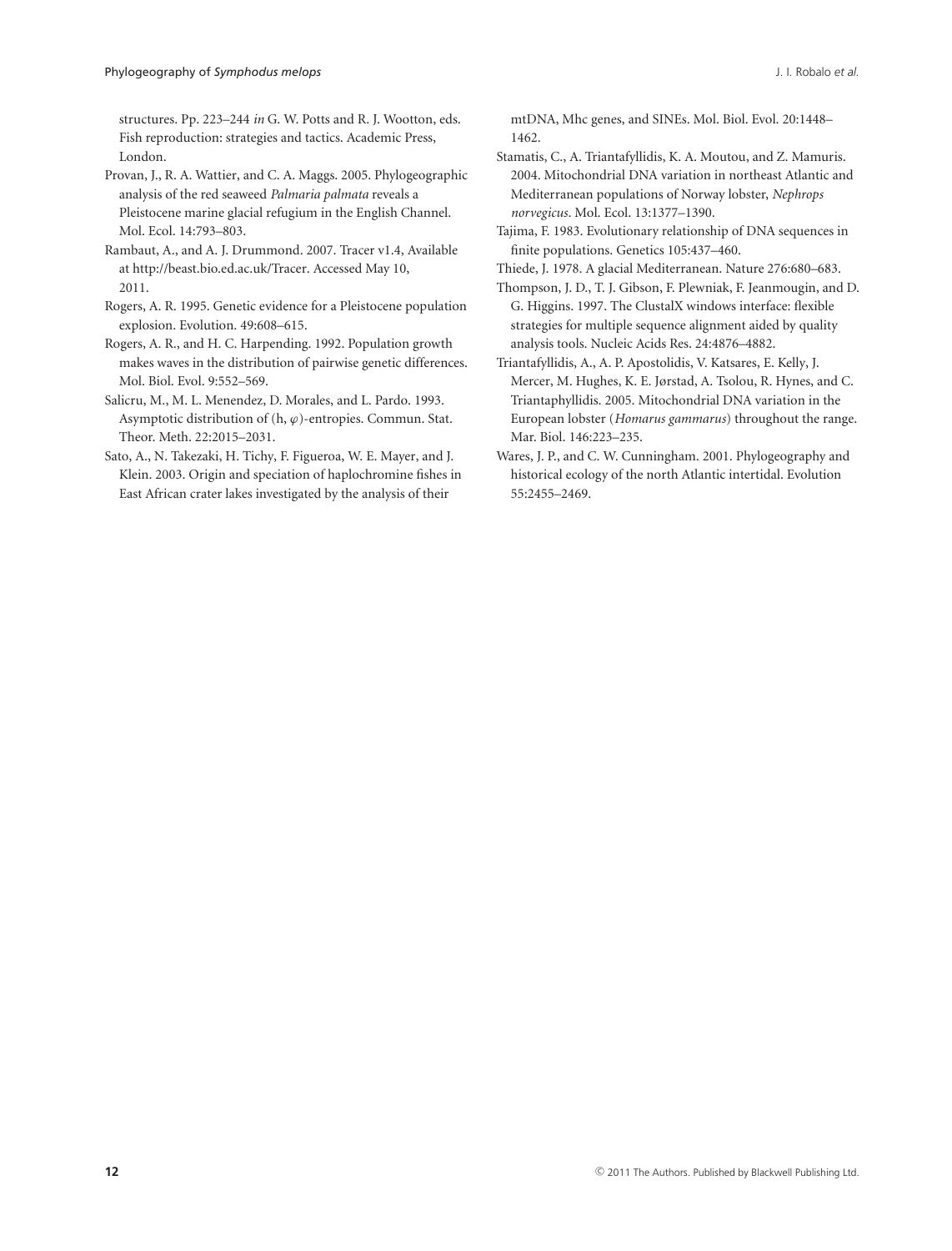structures. Pp. 223–244 *in* G. W. Potts and R. J. Wootton, eds. Fish reproduction: strategies and tactics. Academic Press, London.

Provan, J., R. A. Wattier, and C. A. Maggs. 2005. Phylogeographic analysis of the red seaweed *Palmaria palmata* reveals a Pleistocene marine glacial refugium in the English Channel. Mol. Ecol. 14:793–803.

Rambaut, A., and A. J. Drummond. 2007. Tracer v1.4, Available at http://beast.bio.ed.ac.uk/Tracer. Accessed May 10, 2011.

Rogers, A. R. 1995. Genetic evidence for a Pleistocene population explosion. Evolution. 49:608–615.

Rogers, A. R., and H. C. Harpending. 1992. Population growth makes waves in the distribution of pairwise genetic differences. Mol. Biol. Evol. 9:552–569.

Salicru, M., M. L. Menendez, D. Morales, and L. Pardo. 1993. Asymptotic distribution of (h, $\varphi$)-entropies. Commun. Stat. Theor. Meth. 22:2015–2031.

Sato, A., N. Takezaki, H. Tichy, F. Figueroa, W. E. Mayer, and J. Klein. 2003. Origin and speciation of haplochromine fishes in East African crater lakes investigated by the analysis of their mtDNA, Mhc genes, and SINEs. Mol. Biol. Evol. 20:1448–1462.

Stamatis, C., A. Triantafyllidis, K. A. Moutou, and Z. Mamuris. 2004. Mitochondrial DNA variation in northeast Atlantic and Mediterranean populations of Norway lobster, *Nephrops norvegicus*. Mol. Ecol. 13:1377–1390.

Tajima, F. 1983. Evolutionary relationship of DNA sequences in finite populations. Genetics 105:437–460.

Thiede, J. 1978. A glacial Mediterranean. Nature 276:680–683.

Thompson, J. D., T. J. Gibson, F. Plewniak, F. Jeanmougin, and D. G. Higgins. 1997. The ClustalX windows interface: flexible strategies for multiple sequence alignment aided by quality analysis tools. Nucleic Acids Res. 24:4876–4882.

Triantafyllidis, A., A. P. Apostolidis, V. Katsares, E. Kelly, J. Mercer, M. Hughes, K. E. Jørstad, A. Tsolou, R. Hynes, and C. Triantaphyllidis. 2005. Mitochondrial DNA variation in the European lobster (*Homarus gammarus*) throughout the range. Mar. Biol. 146:223–235.

Wares, J. P., and C. W. Cunningham. 2001. Phylogeography and historical ecology of the north Atlantic intertidal. Evolution 55:2455–2469.